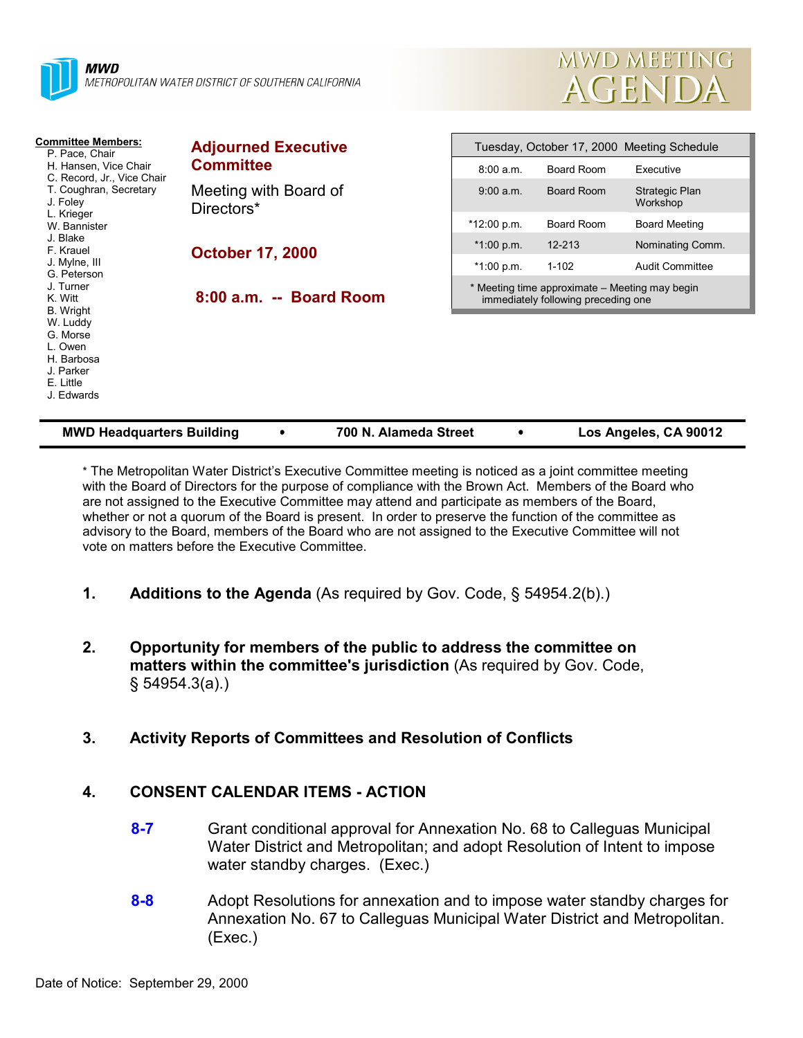MWD
METROPOLITAN WATER DISTRICT OF SOUTHERN CALIFORNIA

# MWD MEETING AGENDA

**Committee Members:**
P. Pace, Chair
H. Hansen, Vice Chair
C. Record, Jr., Vice Chair
T. Coughran, Secretary
J. Foley
L. Krieger
W. Bannister
J. Blake
F. Krauel
J. Mylne, III
G. Peterson
J. Turner
K. Witt
B. Wright
W. Luddy
G. Morse
L. Owen
H. Barbosa
J. Parker
E. Little
J. Edwards

## Adjourned Executive Committee

Meeting with Board of Directors*

## October 17, 2000

## 8:00 a.m. -- Board Room

| Tuesday, October 17, 2000 Meeting Schedule | | |
|---|---|---|
| 8:00 a.m. | Board Room | Executive |
| 9:00 a.m. | Board Room | Strategic Plan Workshop |
| *12:00 p.m. | Board Room | Board Meeting |
| *1:00 p.m. | 12-213 | Nominating Comm. |
| *1:00 p.m. | 1-102 | Audit Committee |
| * Meeting time approximate – Meeting may begin immediately following preceding one | | |

**MWD Headquarters Building • 700 N. Alameda Street • Los Angeles, CA 90012**

* The Metropolitan Water District's Executive Committee meeting is noticed as a joint committee meeting with the Board of Directors for the purpose of compliance with the Brown Act. Members of the Board who are not assigned to the Executive Committee may attend and participate as members of the Board, whether or not a quorum of the Board is present. In order to preserve the function of the committee as advisory to the Board, members of the Board who are not assigned to the Executive Committee will not vote on matters before the Executive Committee.

1. **Additions to the Agenda** (As required by Gov. Code, § 54954.2(b).)

2. **Opportunity for members of the public to address the committee on matters within the committee's jurisdiction** (As required by Gov. Code, § 54954.3(a).)

3. **Activity Reports of Committees and Resolution of Conflicts**

4. **CONSENT CALENDAR ITEMS - ACTION**

   **8-7** Grant conditional approval for Annexation No. 68 to Calleguas Municipal Water District and Metropolitan; and adopt Resolution of Intent to impose water standby charges. (Exec.)

   **8-8** Adopt Resolutions for annexation and to impose water standby charges for Annexation No. 67 to Calleguas Municipal Water District and Metropolitan. (Exec.)

Date of Notice: September 29, 2000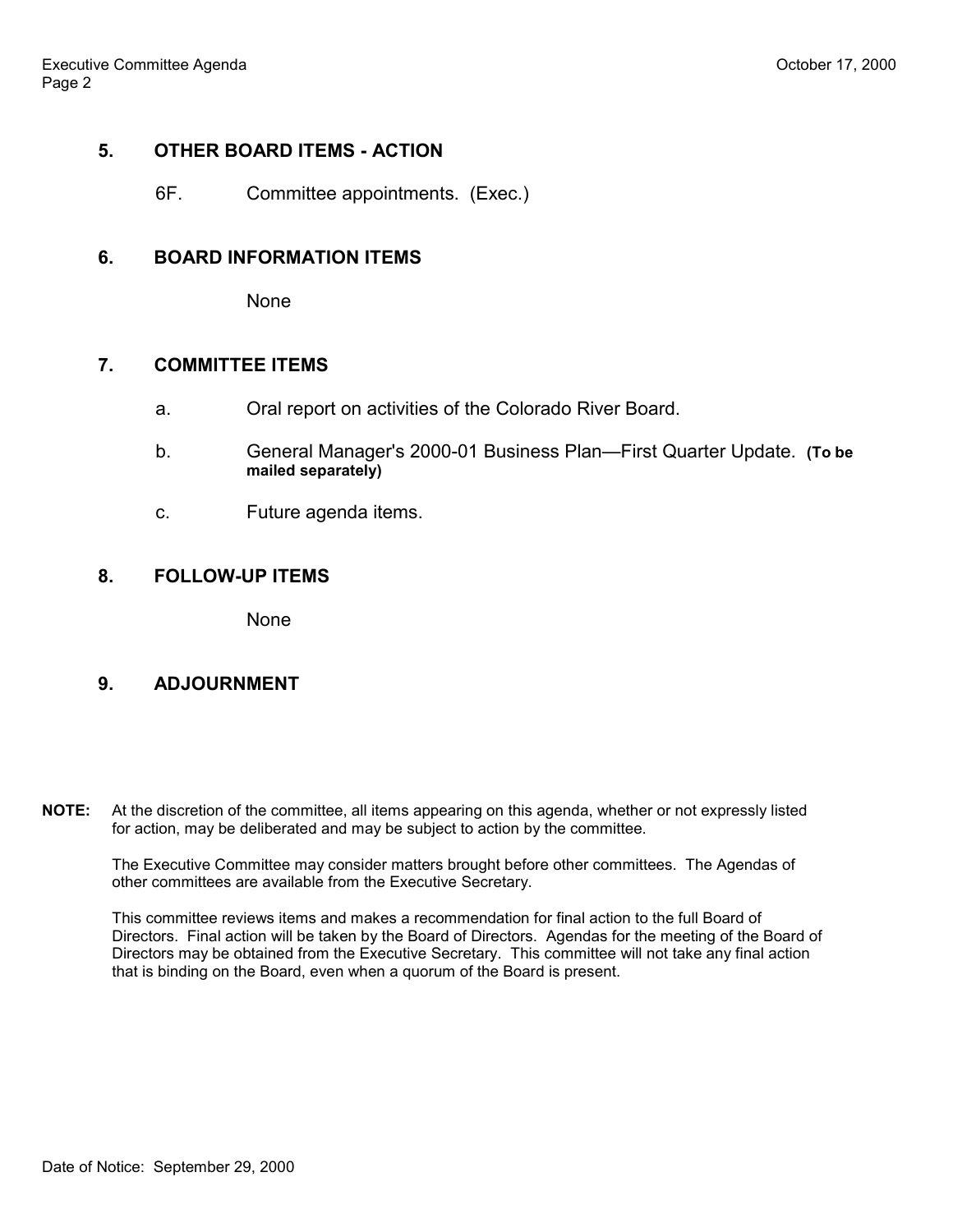## 5. OTHER BOARD ITEMS - ACTION

6F. Committee appointments. (Exec.)

## 6. BOARD INFORMATION ITEMS

None

## 7. COMMITTEE ITEMS

a. Oral report on activities of the Colorado River Board.

b. General Manager's 2000-01 Business Plan—First Quarter Update. **(To be mailed separately)**

c. Future agenda items.

## 8. FOLLOW-UP ITEMS

None

## 9. ADJOURNMENT

**NOTE:** At the discretion of the committee, all items appearing on this agenda, whether or not expressly listed for action, may be deliberated and may be subject to action by the committee.

The Executive Committee may consider matters brought before other committees. The Agendas of other committees are available from the Executive Secretary.

This committee reviews items and makes a recommendation for final action to the full Board of Directors. Final action will be taken by the Board of Directors. Agendas for the meeting of the Board of Directors may be obtained from the Executive Secretary. This committee will not take any final action that is binding on the Board, even when a quorum of the Board is present.

Date of Notice: September 29, 2000